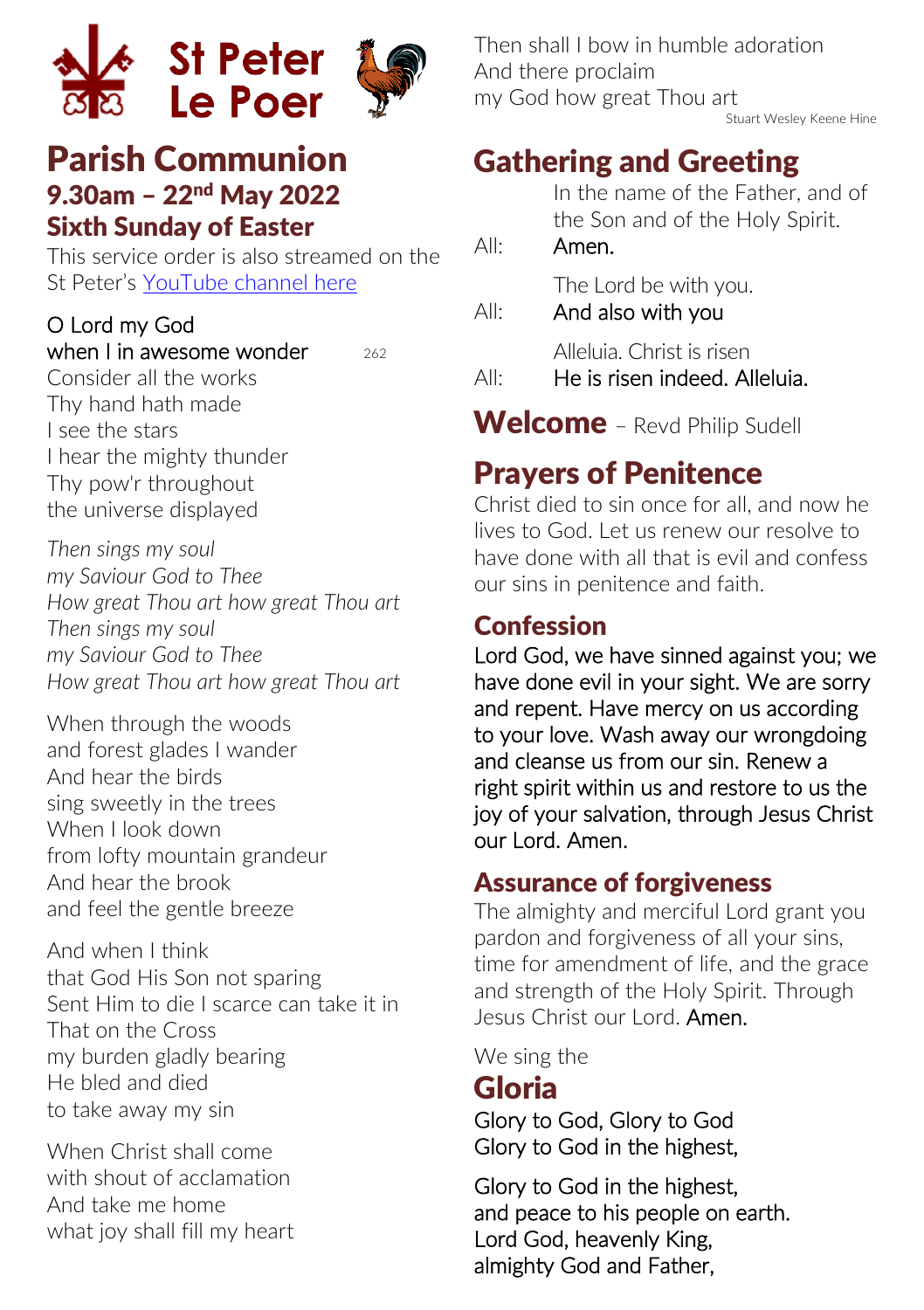St Peter Le Poer

# Parish Communion

## 9.30am – 22nd May 2022

## Sixth Sunday of Easter

This service order is also streamed on the St Peter's [YouTube channel here]

O Lord my God
when I in awesome wonder 262
Consider all the works
Thy hand hath made
I see the stars
I hear the mighty thunder
Thy pow'r throughout
the universe displayed

*Then sings my soul*
*my Saviour God to Thee*
*How great Thou art how great Thou art*
*Then sings my soul*
*my Saviour God to Thee*
*How great Thou art how great Thou art*

When through the woods
and forest glades I wander
And hear the birds
sing sweetly in the trees
When I look down
from lofty mountain grandeur
And hear the brook
and feel the gentle breeze

And when I think
that God His Son not sparing
Sent Him to die I scarce can take it in
That on the Cross
my burden gladly bearing
He bled and died
to take away my sin

When Christ shall come
with shout of acclamation
And take me home
what joy shall fill my heart

Then shall I bow in humble adoration
And there proclaim
my God how great Thou art

Stuart Wesley Keene Hine

# Gathering and Greeting

In the name of the Father, and of the Son and of the Holy Spirit.
All: **Amen.**

The Lord be with you.
All: **And also with you**

Alleluia. Christ is risen
All: **He is risen indeed. Alleluia.**

# Welcome – Revd Philip Sudell

# Prayers of Penitence

Christ died to sin once for all, and now he lives to God. Let us renew our resolve to have done with all that is evil and confess our sins in penitence and faith.

## Confession

**Lord God, we have sinned against you; we have done evil in your sight. We are sorry and repent. Have mercy on us according to your love. Wash away our wrongdoing and cleanse us from our sin. Renew a right spirit within us and restore to us the joy of your salvation, through Jesus Christ our Lord. Amen.**

## Assurance of forgiveness

The almighty and merciful Lord grant you pardon and forgiveness of all your sins, time for amendment of life, and the grace and strength of the Holy Spirit. Through Jesus Christ our Lord. **Amen.**

We sing the

# Gloria

**Glory to God, Glory to God**
**Glory to God in the highest,**

**Glory to God in the highest,**
**and peace to his people on earth.**
**Lord God, heavenly King,**
**almighty God and Father,**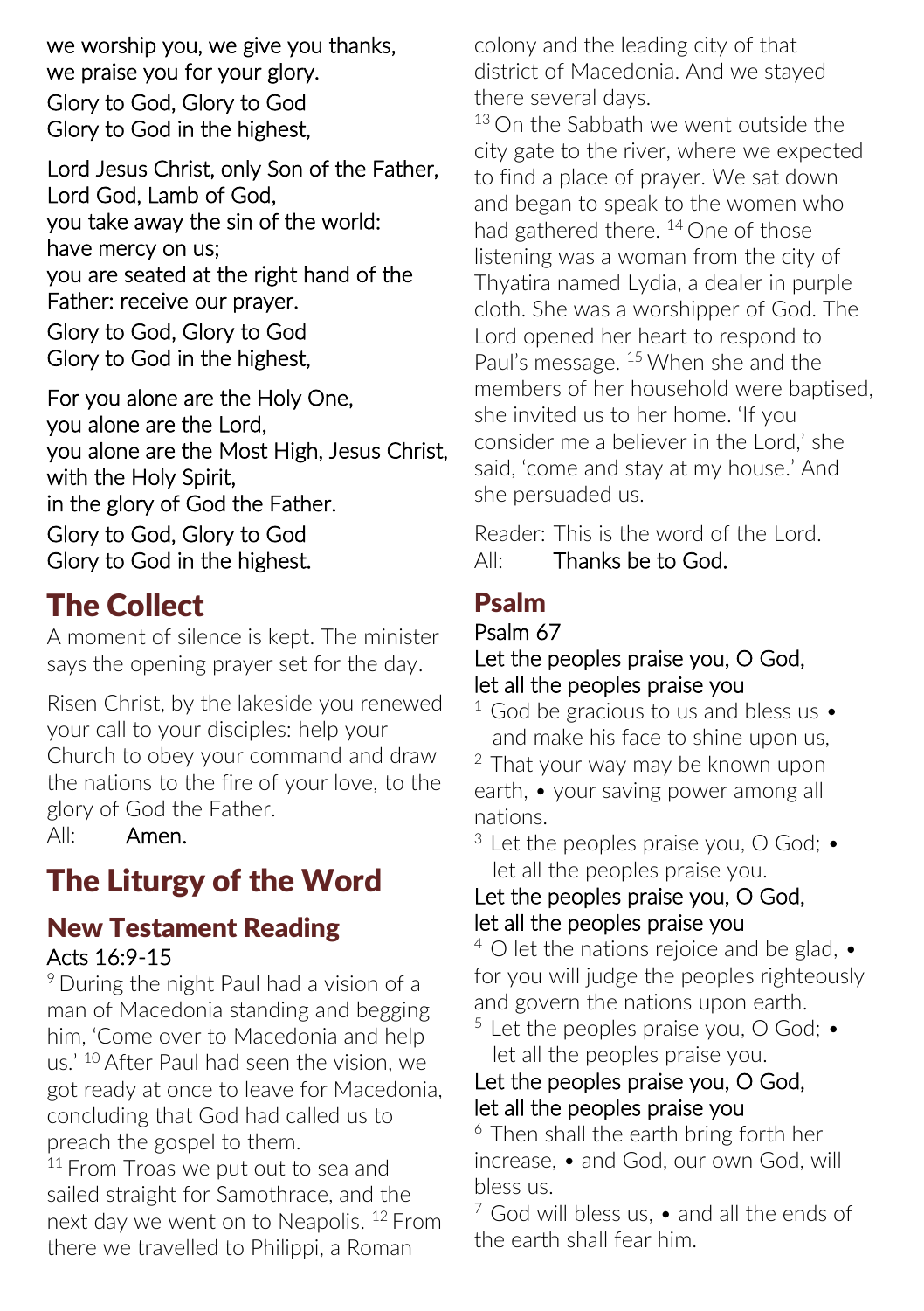we worship you, we give you thanks,
we praise you for your glory.
Glory to God, Glory to God
Glory to God in the highest,

Lord Jesus Christ, only Son of the Father,
Lord God, Lamb of God,
you take away the sin of the world:
have mercy on us;
you are seated at the right hand of the Father: receive our prayer.
Glory to God, Glory to God
Glory to God in the highest,

For you alone are the Holy One,
you alone are the Lord,
you alone are the Most High, Jesus Christ,
with the Holy Spirit,
in the glory of God the Father.
Glory to God, Glory to God
Glory to God in the highest.

## The Collect

A moment of silence is kept. The minister says the opening prayer set for the day.

Risen Christ, by the lakeside you renewed your call to your disciples: help your Church to obey your command and draw the nations to the fire of your love, to the glory of God the Father.
All: Amen.

# The Liturgy of the Word

## New Testament Reading

Acts 16:9-15

[9] During the night Paul had a vision of a man of Macedonia standing and begging him, 'Come over to Macedonia and help us.' [10] After Paul had seen the vision, we got ready at once to leave for Macedonia, concluding that God had called us to preach the gospel to them.
[11] From Troas we put out to sea and sailed straight for Samothrace, and the next day we went on to Neapolis. [12] From there we travelled to Philippi, a Roman colony and the leading city of that district of Macedonia. And we stayed there several days.
[13] On the Sabbath we went outside the city gate to the river, where we expected to find a place of prayer. We sat down and began to speak to the women who had gathered there. [14] One of those listening was a woman from the city of Thyatira named Lydia, a dealer in purple cloth. She was a worshipper of God. The Lord opened her heart to respond to Paul's message. [15] When she and the members of her household were baptised, she invited us to her home. 'If you consider me a believer in the Lord,' she said, 'come and stay at my house.' And she persuaded us.

Reader: This is the word of the Lord.
All: Thanks be to God.

## Psalm

Psalm 67

Let the peoples praise you, O God,
let all the peoples praise you

[1] God be gracious to us and bless us •
and make his face to shine upon us,
[2] That your way may be known upon earth, • your saving power among all nations.
[3] Let the peoples praise you, O God; •
let all the peoples praise you.

Let the peoples praise you, O God,
let all the peoples praise you

[4] O let the nations rejoice and be glad, • for you will judge the peoples righteously and govern the nations upon earth.
[5] Let the peoples praise you, O God; •
let all the peoples praise you.

Let the peoples praise you, O God,
let all the peoples praise you

[6] Then shall the earth bring forth her increase, • and God, our own God, will bless us.
[7] God will bless us, • and all the ends of the earth shall fear him.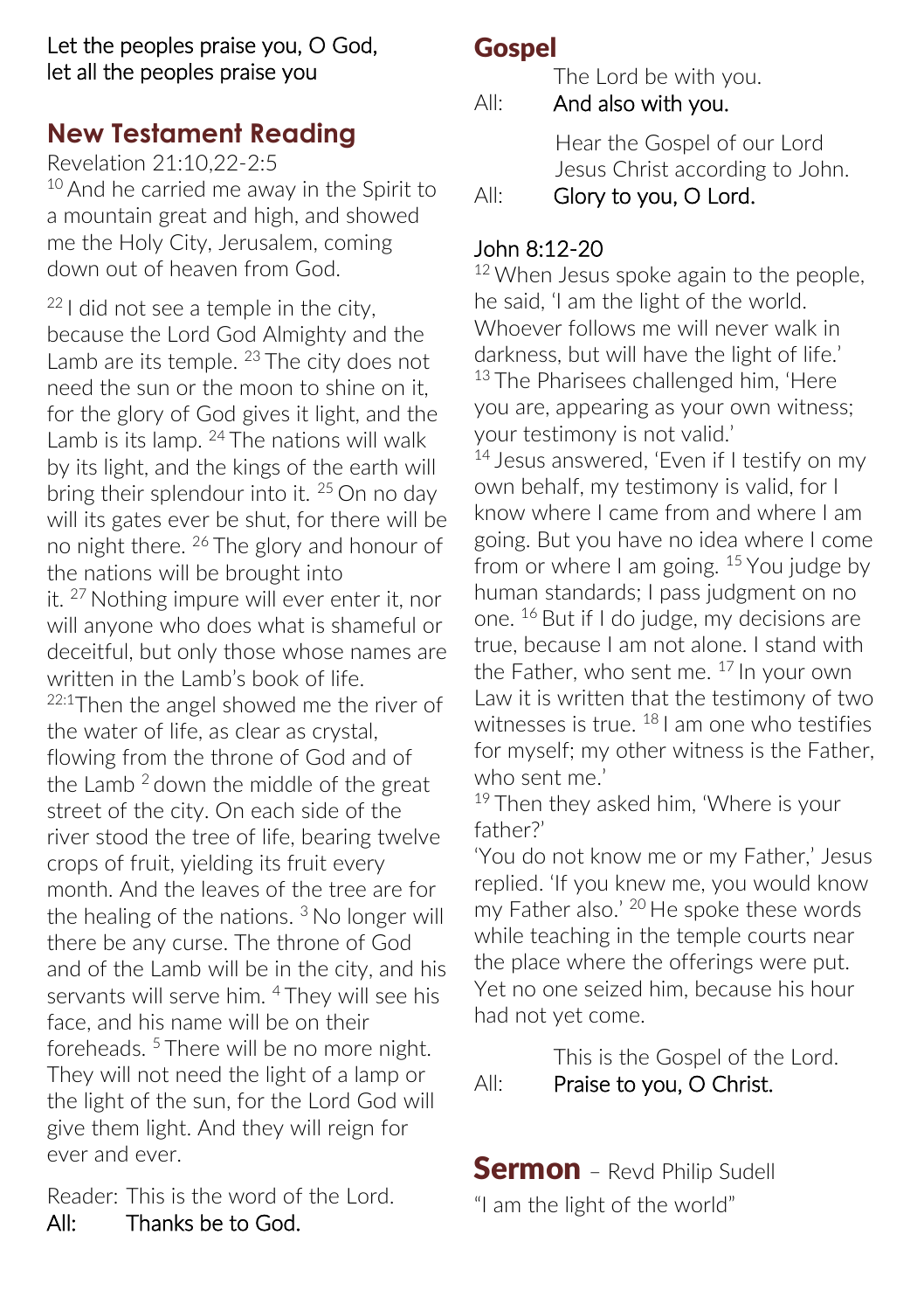Let the peoples praise you, O God,
let all the peoples praise you

## New Testament Reading

Revelation 21:10,22-2:5

[10] And he carried me away in the Spirit to a mountain great and high, and showed me the Holy City, Jerusalem, coming down out of heaven from God.

[22] I did not see a temple in the city, because the Lord God Almighty and the Lamb are its temple. [23] The city does not need the sun or the moon to shine on it, for the glory of God gives it light, and the Lamb is its lamp. [24] The nations will walk by its light, and the kings of the earth will bring their splendour into it. [25] On no day will its gates ever be shut, for there will be no night there. [26] The glory and honour of the nations will be brought into it. [27] Nothing impure will ever enter it, nor will anyone who does what is shameful or deceitful, but only those whose names are written in the Lamb's book of life.
[22:1] Then the angel showed me the river of the water of life, as clear as crystal, flowing from the throne of God and of the Lamb [2] down the middle of the great street of the city. On each side of the river stood the tree of life, bearing twelve crops of fruit, yielding its fruit every month. And the leaves of the tree are for the healing of the nations. [3] No longer will there be any curse. The throne of God and of the Lamb will be in the city, and his servants will serve him. [4] They will see his face, and his name will be on their foreheads. [5] There will be no more night. They will not need the light of a lamp or the light of the sun, for the Lord God will give them light. And they will reign for ever and ever.

Reader: This is the word of the Lord.
All: Thanks be to God.

## Gospel

The Lord be with you.
All: And also with you.

Hear the Gospel of our Lord Jesus Christ according to John.
All: Glory to you, O Lord.

John 8:12-20

[12] When Jesus spoke again to the people, he said, 'I am the light of the world. Whoever follows me will never walk in darkness, but will have the light of life.'
[13] The Pharisees challenged him, 'Here you are, appearing as your own witness; your testimony is not valid.'
[14] Jesus answered, 'Even if I testify on my own behalf, my testimony is valid, for I know where I came from and where I am going. But you have no idea where I come from or where I am going. [15] You judge by human standards; I pass judgment on no one. [16] But if I do judge, my decisions are true, because I am not alone. I stand with the Father, who sent me. [17] In your own Law it is written that the testimony of two witnesses is true. [18] I am one who testifies for myself; my other witness is the Father, who sent me.'
[19] Then they asked him, 'Where is your father?'
'You do not know me or my Father,' Jesus replied. 'If you knew me, you would know my Father also.' [20] He spoke these words while teaching in the temple courts near the place where the offerings were put. Yet no one seized him, because his hour had not yet come.

This is the Gospel of the Lord.
All: Praise to you, O Christ.

## Sermon – Revd Philip Sudell

"I am the light of the world"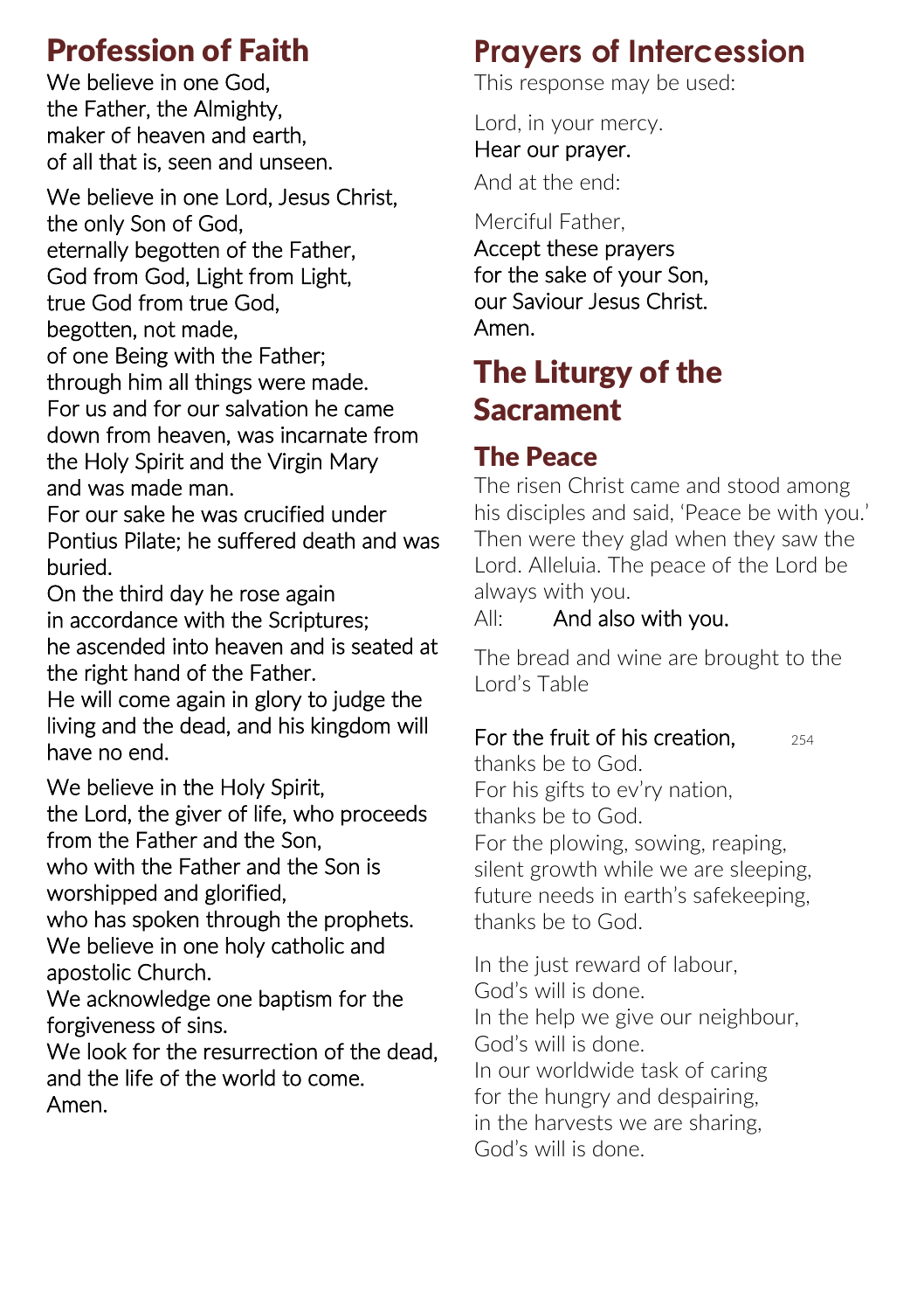# Profession of Faith

**We believe in one God,**
**the Father, the Almighty,**
**maker of heaven and earth,**
**of all that is, seen and unseen.**

**We believe in one Lord, Jesus Christ,**
**the only Son of God,**
**eternally begotten of the Father,**
**God from God, Light from Light,**
**true God from true God,**
**begotten, not made,**
**of one Being with the Father;**
**through him all things were made.**
**For us and for our salvation he came down from heaven, was incarnate from the Holy Spirit and the Virgin Mary and was made man.**
**For our sake he was crucified under Pontius Pilate; he suffered death and was buried.**
**On the third day he rose again**
**in accordance with the Scriptures;**
**he ascended into heaven and is seated at the right hand of the Father.**
**He will come again in glory to judge the living and the dead, and his kingdom will have no end.**

**We believe in the Holy Spirit,**
**the Lord, the giver of life, who proceeds from the Father and the Son,**
**who with the Father and the Son is worshipped and glorified,**
**who has spoken through the prophets.**
**We believe in one holy catholic and apostolic Church.**
**We acknowledge one baptism for the forgiveness of sins.**
**We look for the resurrection of the dead,**
**and the life of the world to come.**
**Amen.**

# Prayers of Intercession

This response may be used:

Lord, in your mercy.
**Hear our prayer.**

And at the end:

Merciful Father,
**Accept these prayers**
**for the sake of your Son,**
**our Saviour Jesus Christ.**
**Amen.**

# The Liturgy of the Sacrament

## The Peace

The risen Christ came and stood among his disciples and said, 'Peace be with you.' Then were they glad when they saw the Lord. Alleluia. The peace of the Lord be always with you.
All: **And also with you.**

The bread and wine are brought to the Lord's Table

**For the fruit of his creation,** 254
thanks be to God.
For his gifts to ev'ry nation,
thanks be to God.
For the plowing, sowing, reaping,
silent growth while we are sleeping,
future needs in earth's safekeeping,
thanks be to God.

In the just reward of labour,
God's will is done.
In the help we give our neighbour,
God's will is done.
In our worldwide task of caring
for the hungry and despairing,
in the harvests we are sharing,
God's will is done.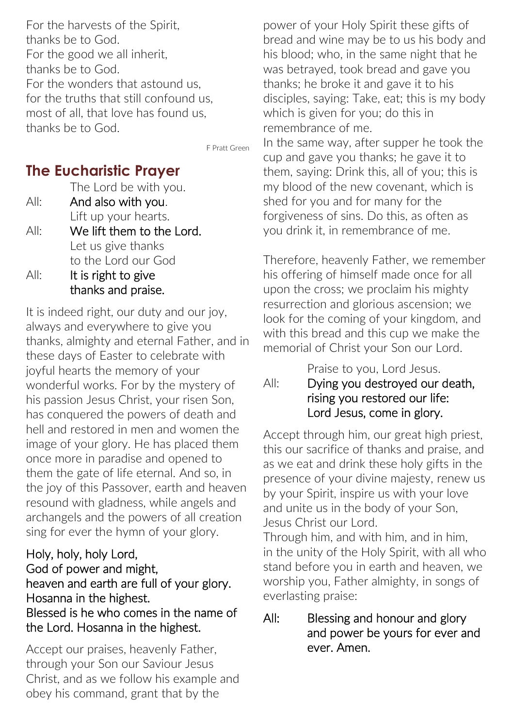For the harvests of the Spirit,
thanks be to God.
For the good we all inherit,
thanks be to God.
For the wonders that astound us,
for the truths that still confound us,
most of all, that love has found us,
thanks be to God.

F Pratt Green

## The Eucharistic Prayer

The Lord be with you.

All: **And also with you**.

Lift up your hearts.

All: **We lift them to the Lord.**

Let us give thanks
to the Lord our God

All: **It is right to give
thanks and praise.**

It is indeed right, our duty and our joy, always and everywhere to give you thanks, almighty and eternal Father, and in these days of Easter to celebrate with joyful hearts the memory of your wonderful works. For by the mystery of his passion Jesus Christ, your risen Son, has conquered the powers of death and hell and restored in men and women the image of your glory. He has placed them once more in paradise and opened to them the gate of life eternal. And so, in the joy of this Passover, earth and heaven resound with gladness, while angels and archangels and the powers of all creation sing for ever the hymn of your glory.

**Holy, holy, holy Lord,
God of power and might,
heaven and earth are full of your glory.
Hosanna in the highest.
Blessed is he who comes in the name of the Lord. Hosanna in the highest.**

Accept our praises, heavenly Father, through your Son our Saviour Jesus Christ, and as we follow his example and obey his command, grant that by the power of your Holy Spirit these gifts of bread and wine may be to us his body and his blood; who, in the same night that he was betrayed, took bread and gave you thanks; he broke it and gave it to his disciples, saying: Take, eat; this is my body which is given for you; do this in remembrance of me.
In the same way, after supper he took the cup and gave you thanks; he gave it to them, saying: Drink this, all of you; this is my blood of the new covenant, which is shed for you and for many for the forgiveness of sins. Do this, as often as you drink it, in remembrance of me.

Therefore, heavenly Father, we remember his offering of himself made once for all upon the cross; we proclaim his mighty resurrection and glorious ascension; we look for the coming of your kingdom, and with this bread and this cup we make the memorial of Christ your Son our Lord.

Praise to you, Lord Jesus.

All: **Dying you destroyed our death,
rising you restored our life:
Lord Jesus, come in glory.**

Accept through him, our great high priest, this our sacrifice of thanks and praise, and as we eat and drink these holy gifts in the presence of your divine majesty, renew us by your Spirit, inspire us with your love and unite us in the body of your Son, Jesus Christ our Lord.
Through him, and with him, and in him, in the unity of the Holy Spirit, with all who stand before you in earth and heaven, we worship you, Father almighty, in songs of everlasting praise:

All: **Blessing and honour and glory
and power be yours for ever and
ever. Amen.**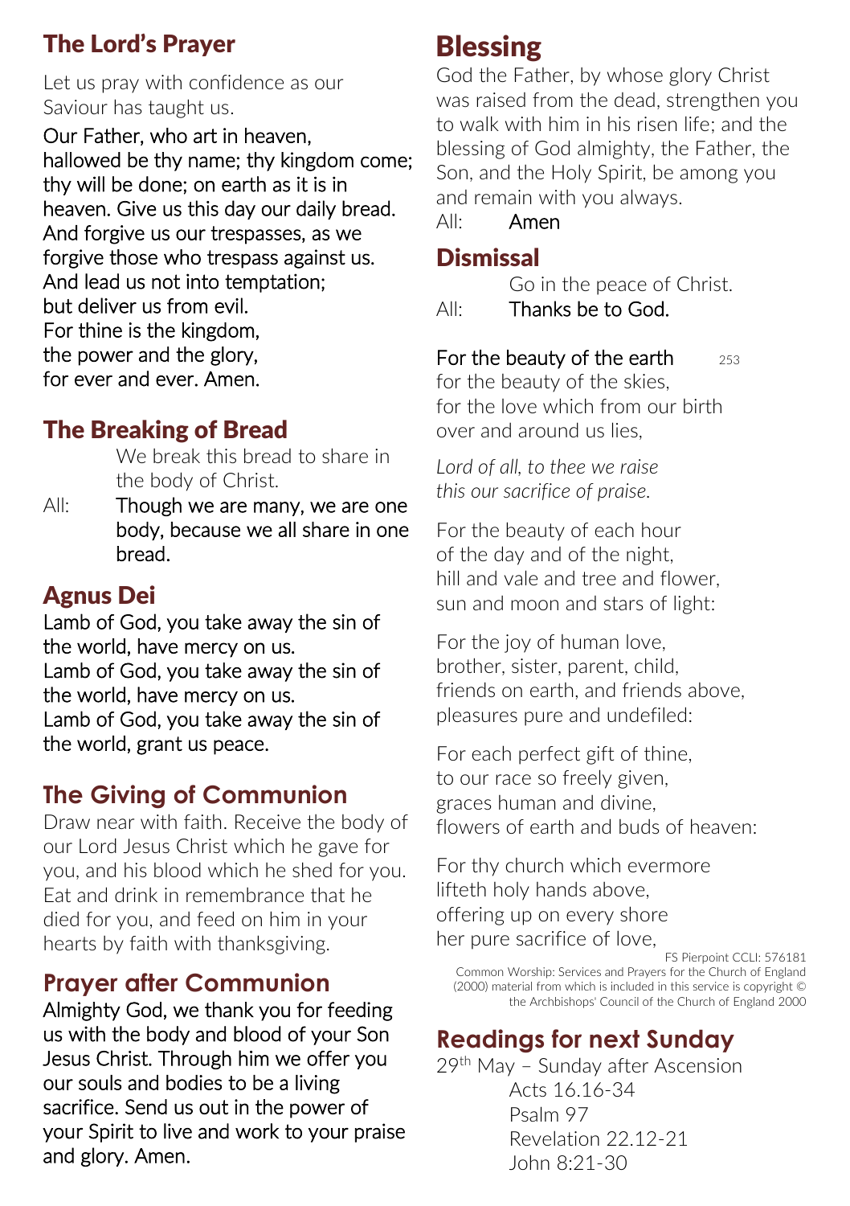## The Lord's Prayer

Let us pray with confidence as our Saviour has taught us.

Our Father, who art in heaven,
hallowed be thy name; thy kingdom come; thy will be done; on earth as it is in heaven. Give us this day our daily bread. And forgive us our trespasses, as we forgive those who trespass against us.
And lead us not into temptation;
but deliver us from evil.
For thine is the kingdom,
the power and the glory,
for ever and ever. Amen.

## The Breaking of Bread

We break this bread to share in the body of Christ.

All: Though we are many, we are one body, because we all share in one bread.

## Agnus Dei

Lamb of God, you take away the sin of the world, have mercy on us.
Lamb of God, you take away the sin of the world, have mercy on us.
Lamb of God, you take away the sin of the world, grant us peace.

## The Giving of Communion

Draw near with faith. Receive the body of our Lord Jesus Christ which he gave for you, and his blood which he shed for you. Eat and drink in remembrance that he died for you, and feed on him in your hearts by faith with thanksgiving.

## Prayer after Communion

Almighty God, we thank you for feeding us with the body and blood of your Son Jesus Christ. Through him we offer you our souls and bodies to be a living sacrifice. Send us out in the power of your Spirit to live and work to your praise and glory. Amen.

## Blessing

God the Father, by whose glory Christ was raised from the dead, strengthen you to walk with him in his risen life; and the blessing of God almighty, the Father, the Son, and the Holy Spirit, be among you and remain with you always.

All: Amen

## Dismissal

Go in the peace of Christ.

All: Thanks be to God.

For the beauty of the earth 253
for the beauty of the skies,
for the love which from our birth
over and around us lies,

*Lord of all, to thee we raise*
*this our sacrifice of praise.*

For the beauty of each hour
of the day and of the night,
hill and vale and tree and flower,
sun and moon and stars of light:

For the joy of human love,
brother, sister, parent, child,
friends on earth, and friends above,
pleasures pure and undefiled:

For each perfect gift of thine,
to our race so freely given,
graces human and divine,
flowers of earth and buds of heaven:

For thy church which evermore
lifteth holy hands above,
offering up on every shore
her pure sacrifice of love,

FS Pierpoint CCLI: 576181
Common Worship: Services and Prayers for the Church of England (2000) material from which is included in this service is copyright © the Archbishops' Council of the Church of England 2000

## Readings for next Sunday

29th May – Sunday after Ascension
Acts 16.16-34
Psalm 97
Revelation 22.12-21
John 8:21-30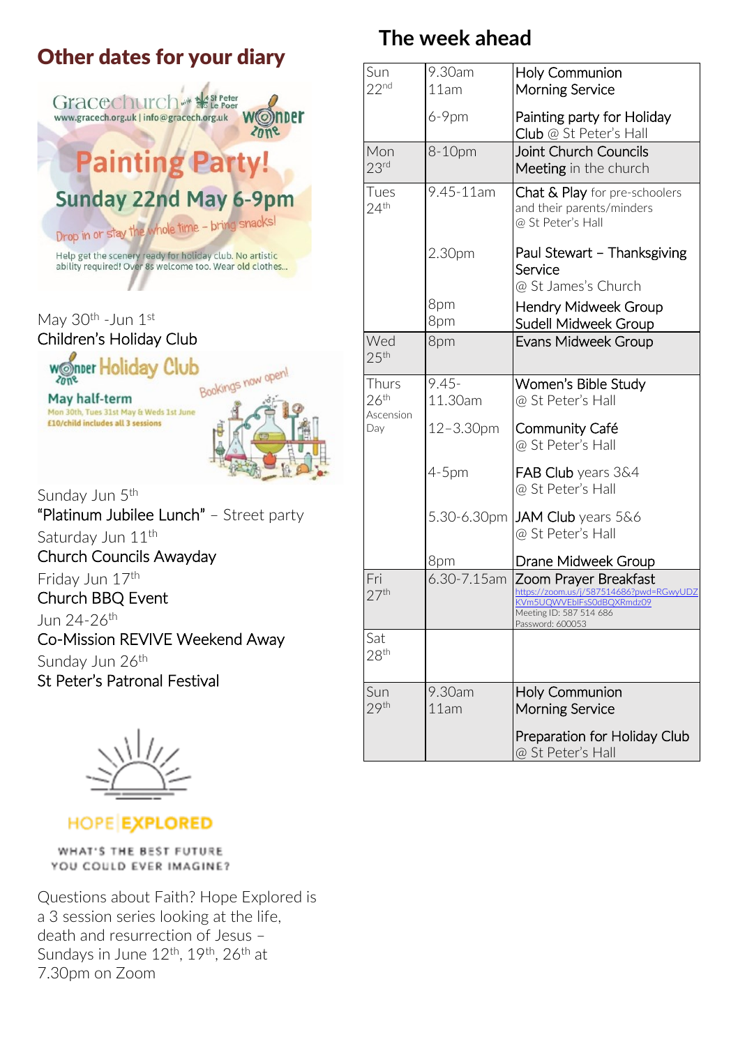## Other dates for your diary

Gracechurch with St Peter Le Poer
www.gracech.org.uk | info@gracech.org.uk
Wonder Zone

**Painting Party!**

**Sunday 22nd May 6-9pm**

Drop in or stay the whole time – bring snacks!

Help get the scenery ready for holiday club. No artistic ability required! Over 8s welcome too. Wear old clothes...

May 30th -Jun 1st
Children's Holiday Club

Wonder Zone Holiday Club
May half-term
Mon 30th, Tues 31st May & Weds 1st June
£10/child includes all 3 sessions
Bookings now open!

Sunday Jun 5th
"Platinum Jubilee Lunch" – Street party

Saturday Jun 11th
Church Councils Awayday

Friday Jun 17th
Church BBQ Event

Jun 24-26th
Co-Mission REVIVE Weekend Away

Sunday Jun 26th
St Peter's Patronal Festival

HOPE EXPLORED

WHAT'S THE BEST FUTURE YOU COULD EVER IMAGINE?

Questions about Faith? Hope Explored is a 3 session series looking at the life, death and resurrection of Jesus – Sundays in June 12th, 19th, 26th at 7.30pm on Zoom

## The week ahead

| | | |
|---|---|---|
| Sun 22nd | 9.30am<br>11am<br><br>6-9pm | Holy Communion<br>Morning Service<br><br>Painting party for Holiday Club @ St Peter's Hall |
| Mon 23rd | 8-10pm | Joint Church Councils Meeting in the church |
| Tues 24th | 9.45-11am<br><br>2.30pm<br><br>8pm<br>8pm | Chat & Play for pre-schoolers and their parents/minders @ St Peter's Hall<br><br>Paul Stewart – Thanksgiving Service @ St James's Church<br><br>Hendry Midweek Group<br>Sudell Midweek Group |
| Wed 25th | 8pm | Evans Midweek Group |
| Thurs 26th Ascension Day | 9.45-11.30am<br><br>12–3.30pm<br><br>4-5pm<br><br>5.30-6.30pm<br><br>8pm | Women's Bible Study @ St Peter's Hall<br><br>Community Café @ St Peter's Hall<br><br>FAB Club years 3&4 @ St Peter's Hall<br><br>JAM Club years 5&6 @ St Peter's Hall<br><br>Drane Midweek Group |
| Fri 27th | 6.30-7.15am | Zoom Prayer Breakfast<br>https://zoom.us/j/587514686?pwd=RGwyUDZKVm5UQWVEblFsS0dBQXRmdz09<br>Meeting ID: 587 514 686<br>Password: 600053 |
| Sat 28th | | |
| Sun 29th | 9.30am<br>11am | Holy Communion<br>Morning Service<br><br>Preparation for Holiday Club @ St Peter's Hall |